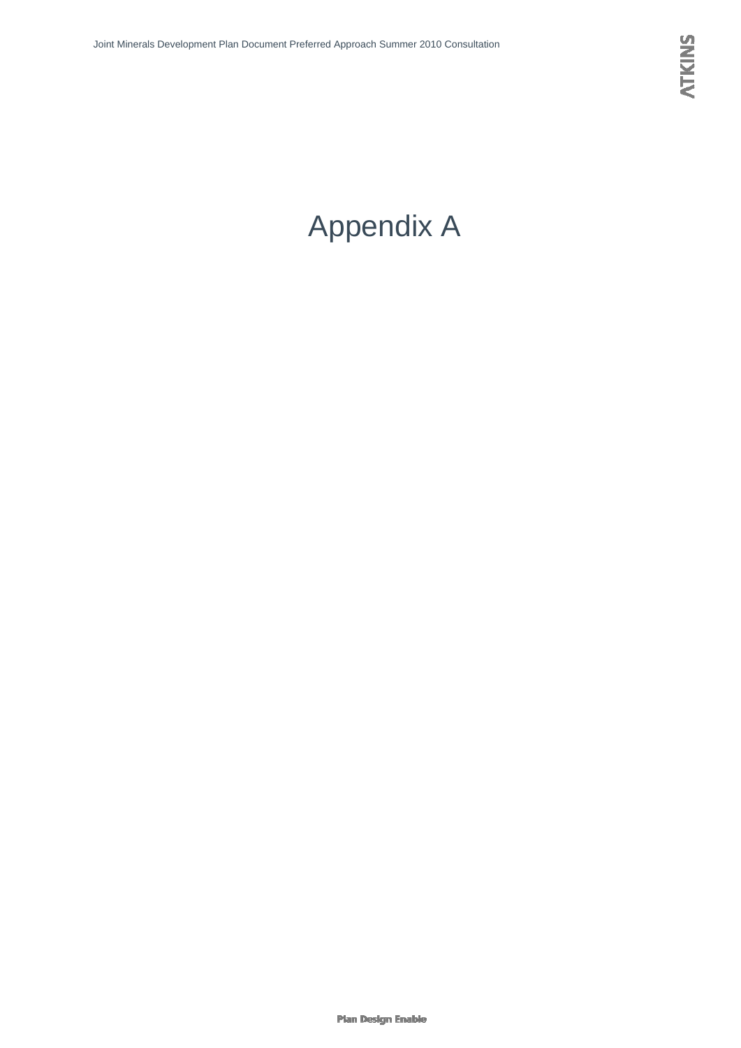# Appendix A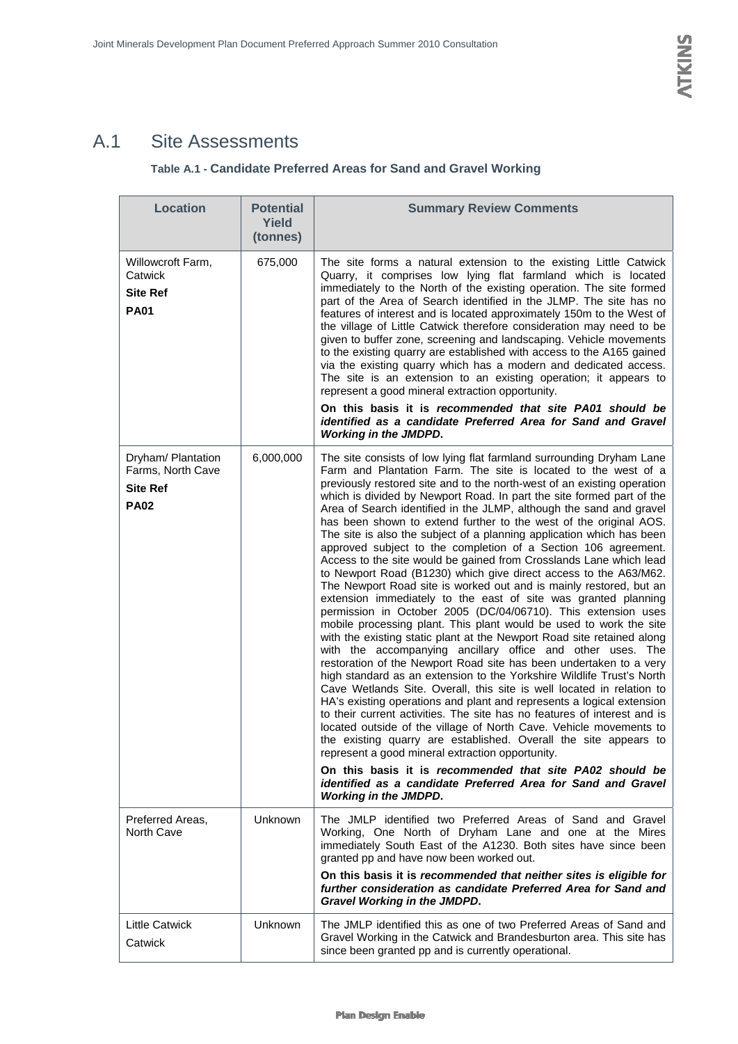## A.1 Site Assessments

**Table A.1 - Candidate Preferred Areas for Sand and Gravel Working**

| Location | Potential Yield (tonnes) | Summary Review Comments |
|---|---|---|
| Willowcroft Farm, Catwick<br>**Site Ref**<br>**PA01** | 675,000 | The site forms a natural extension to the existing Little Catwick Quarry, it comprises low lying flat farmland which is located immediately to the North of the existing operation. The site formed part of the Area of Search identified in the JLMP. The site has no features of interest and is located approximately 150m to the West of the village of Little Catwick therefore consideration may need to be given to buffer zone, screening and landscaping. Vehicle movements to the existing quarry are established with access to the A165 gained via the existing quarry which has a modern and dedicated access. The site is an extension to an existing operation; it appears to represent a good mineral extraction opportunity.<br>**On this basis it is *recommended that site PA01 should be identified as a candidate Preferred Area for Sand and Gravel Working in the JMDPD*.** |
| Dryham/ Plantation Farms, North Cave<br>**Site Ref**<br>**PA02** | 6,000,000 | The site consists of low lying flat farmland surrounding Dryham Lane Farm and Plantation Farm. The site is located to the west of a previously restored site and to the north-west of an existing operation which is divided by Newport Road. In part the site formed part of the Area of Search identified in the JLMP, although the sand and gravel has been shown to extend further to the west of the original AOS. The site is also the subject of a planning application which has been approved subject to the completion of a Section 106 agreement. Access to the site would be gained from Crosslands Lane which lead to Newport Road (B1230) which give direct access to the A63/M62. The Newport Road site is worked out and is mainly restored, but an extension immediately to the east of site was granted planning permission in October 2005 (DC/04/06710). This extension uses mobile processing plant. This plant would be used to work the site with the existing static plant at the Newport Road site retained along with the accompanying ancillary office and other uses. The restoration of the Newport Road site has been undertaken to a very high standard as an extension to the Yorkshire Wildlife Trust's North Cave Wetlands Site. Overall, this site is well located in relation to HA's existing operations and plant and represents a logical extension to their current activities. The site has no features of interest and is located outside of the village of North Cave. Vehicle movements to the existing quarry are established. Overall the site appears to represent a good mineral extraction opportunity.<br>**On this basis it is *recommended that site PA02 should be identified as a candidate Preferred Area for Sand and Gravel Working in the JMDPD*.** |
| Preferred Areas, North Cave | Unknown | The JMLP identified two Preferred Areas of Sand and Gravel Working, One North of Dryham Lane and one at the Mires immediately South East of the A1230. Both sites have since been granted pp and have now been worked out.<br>**On this basis it is *recommended that neither sites is eligible for further consideration as candidate Preferred Area for Sand and Gravel Working in the JMDPD*.** |
| Little Catwick<br>Catwick | Unknown | The JMLP identified this as one of two Preferred Areas of Sand and Gravel Working in the Catwick and Brandesburton area. This site has since been granted pp and is currently operational. |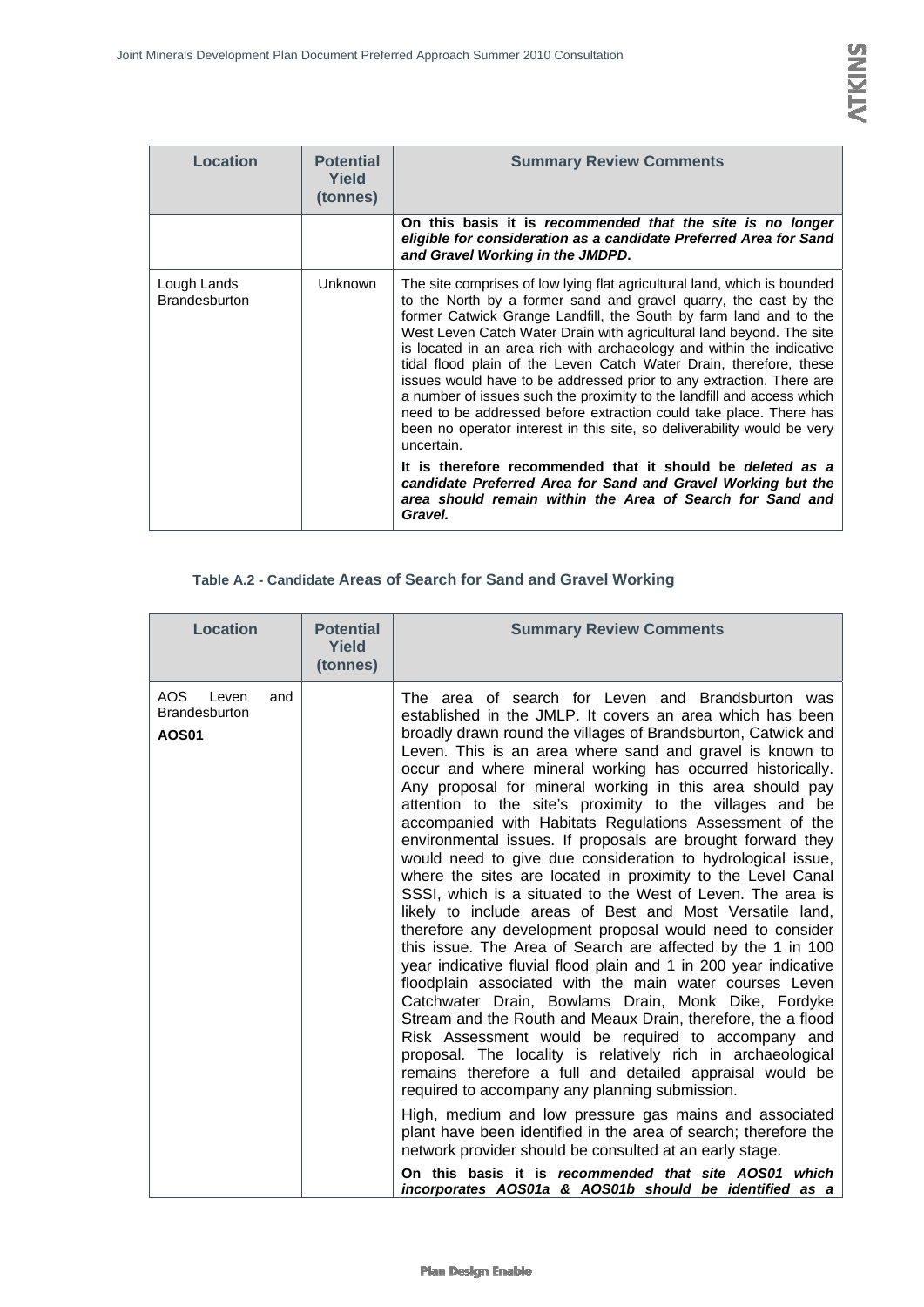| Location | Potential Yield (tonnes) | Summary Review Comments |
|---|---|---|
| | | **On this basis it is *recommended that the site is no longer eligible for consideration as a candidate Preferred Area for Sand and Gravel Working in the JMDPD*.** |
| Lough Lands Brandesburton | Unknown | The site comprises of low lying flat agricultural land, which is bounded to the North by a former sand and gravel quarry, the east by the former Catwick Grange Landfill, the South by farm land and to the West Leven Catch Water Drain with agricultural land beyond. The site is located in an area rich with archaeology and within the indicative tidal flood plain of the Leven Catch Water Drain, therefore, these issues would have to be addressed prior to any extraction. There are a number of issues such the proximity to the landfill and access which need to be addressed before extraction could take place. There has been no operator interest in this site, so deliverability would be very uncertain. **It is therefore recommended that it should be *deleted as a candidate Preferred Area for Sand and Gravel Working but the area should remain within the Area of Search for Sand and Gravel.*** |

#### Table A.2 - Candidate Areas of Search for Sand and Gravel Working

| Location | Potential Yield (tonnes) | Summary Review Comments |
|---|---|---|
| AOS Leven and Brandesburton **AOS01** | | The area of search for Leven and Brandsburton was established in the JMLP. It covers an area which has been broadly drawn round the villages of Brandsburton, Catwick and Leven. This is an area where sand and gravel is known to occur and where mineral working has occurred historically. Any proposal for mineral working in this area should pay attention to the site's proximity to the villages and be accompanied with Habitats Regulations Assessment of the environmental issues. If proposals are brought forward they would need to give due consideration to hydrological issue, where the sites are located in proximity to the Level Canal SSSI, which is a situated to the West of Leven. The area is likely to include areas of Best and Most Versatile land, therefore any development proposal would need to consider this issue. The Area of Search are affected by the 1 in 100 year indicative fluvial flood plain and 1 in 200 year indicative floodplain associated with the main water courses Leven Catchwater Drain, Bowlams Drain, Monk Dike, Fordyke Stream and the Routh and Meaux Drain, therefore, the a flood Risk Assessment would be required to accompany and proposal. The locality is relatively rich in archaeological remains therefore a full and detailed appraisal would be required to accompany any planning submission. High, medium and low pressure gas mains and associated plant have been identified in the area of search; therefore the network provider should be consulted at an early stage. **On this basis it is *recommended that site AOS01 which incorporates AOS01a & AOS01b should be identified as a*** |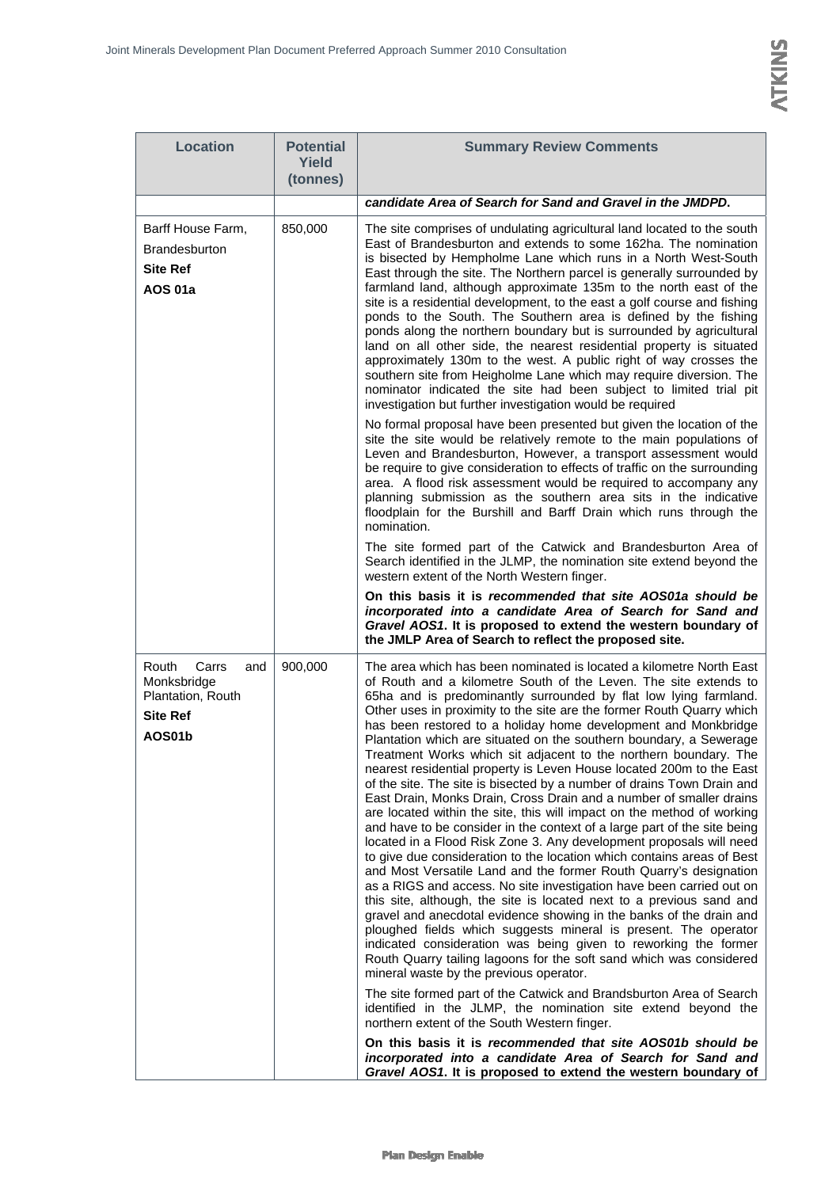| Location | Potential Yield (tonnes) | Summary Review Comments |
|---|---|---|
| | | ***candidate Area of Search for Sand and Gravel in the JMDPD.*** |
| Barff House Farm, Brandesburton<br>**Site Ref**<br>**AOS 01a** | 850,000 | The site comprises of undulating agricultural land located to the south East of Brandesburton and extends to some 162ha. The nomination is bisected by Hempholme Lane which runs in a North West-South East through the site. The Northern parcel is generally surrounded by farmland land, although approximate 135m to the north east of the site is a residential development, to the east a golf course and fishing ponds to the South. The Southern area is defined by the fishing ponds along the northern boundary but is surrounded by agricultural land on all other side, the nearest residential property is situated approximately 130m to the west. A public right of way crosses the southern site from Heigholme Lane which may require diversion. The nominator indicated the site had been subject to limited trial pit investigation but further investigation would be required<br><br>No formal proposal have been presented but given the location of the site the site would be relatively remote to the main populations of Leven and Brandesburton, However, a transport assessment would be require to give consideration to effects of traffic on the surrounding area. A flood risk assessment would be required to accompany any planning submission as the southern area sits in the indicative floodplain for the Burshill and Barff Drain which runs through the nomination.<br><br>The site formed part of the Catwick and Brandesburton Area of Search identified in the JLMP, the nomination site extend beyond the western extent of the North Western finger.<br><br>**On this basis it is *recommended that site AOS01a should be incorporated into a candidate Area of Search for Sand and Gravel AOS1*. It is proposed to extend the western boundary of the JMLP Area of Search to reflect the proposed site.** |
| Routh Carrs and Monksbridge Plantation, Routh<br>**Site Ref**<br>**AOS01b** | 900,000 | The area which has been nominated is located a kilometre North East of Routh and a kilometre South of the Leven. The site extends to 65ha and is predominantly surrounded by flat low lying farmland. Other uses in proximity to the site are the former Routh Quarry which has been restored to a holiday home development and Monkbridge Plantation which are situated on the southern boundary, a Sewerage Treatment Works which sit adjacent to the northern boundary. The nearest residential property is Leven House located 200m to the East of the site. The site is bisected by a number of drains Town Drain and East Drain, Monks Drain, Cross Drain and a number of smaller drains are located within the site, this will impact on the method of working and have to be consider in the context of a large part of the site being located in a Flood Risk Zone 3. Any development proposals will need to give due consideration to the location which contains areas of Best and Most Versatile Land and the former Routh Quarry's designation as a RIGS and access. No site investigation have been carried out on this site, although, the site is located next to a previous sand and gravel and anecdotal evidence showing in the banks of the drain and ploughed fields which suggests mineral is present. The operator indicated consideration was being given to reworking the former Routh Quarry tailing lagoons for the soft sand which was considered mineral waste by the previous operator.<br><br>The site formed part of the Catwick and Brandsburton Area of Search identified in the JLMP, the nomination site extend beyond the northern extent of the South Western finger.<br><br>**On this basis it is *recommended that site AOS01b should be incorporated into a candidate Area of Search for Sand and Gravel AOS1*. It is proposed to extend the western boundary of** |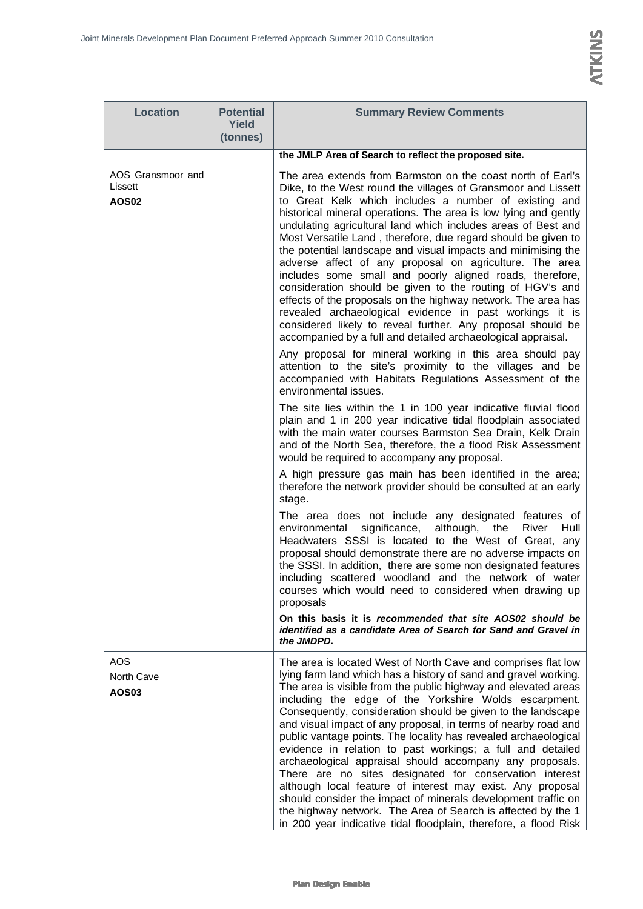| Location | Potential Yield (tonnes) | Summary Review Comments |
|---|---|---|
| | | **the JMLP Area of Search to reflect the proposed site.** |
| AOS Gransmoor and Lissett **AOS02** | | The area extends from Barmston on the coast north of Earl's Dike, to the West round the villages of Gransmoor and Lissett to Great Kelk which includes a number of existing and historical mineral operations. The area is low lying and gently undulating agricultural land which includes areas of Best and Most Versatile Land , therefore, due regard should be given to the potential landscape and visual impacts and minimising the adverse affect of any proposal on agriculture. The area includes some small and poorly aligned roads, therefore, consideration should be given to the routing of HGV's and effects of the proposals on the highway network. The area has revealed archaeological evidence in past workings it is considered likely to reveal further. Any proposal should be accompanied by a full and detailed archaeological appraisal.<br><br>Any proposal for mineral working in this area should pay attention to the site's proximity to the villages and be accompanied with Habitats Regulations Assessment of the environmental issues.<br><br>The site lies within the 1 in 100 year indicative fluvial flood plain and 1 in 200 year indicative tidal floodplain associated with the main water courses Barmston Sea Drain, Kelk Drain and of the North Sea, therefore, the a flood Risk Assessment would be required to accompany any proposal.<br><br>A high pressure gas main has been identified in the area; therefore the network provider should be consulted at an early stage.<br><br>The area does not include any designated features of environmental significance, although, the River Hull Headwaters SSSI is located to the West of Great, any proposal should demonstrate there are no adverse impacts on the SSSI. In addition, there are some non designated features including scattered woodland and the network of water courses which would need to considered when drawing up proposals<br><br>**On this basis it is *recommended that site AOS02 should be identified as a candidate Area of Search for Sand and Gravel in the JMDPD*.** |
| AOS North Cave **AOS03** | | The area is located West of North Cave and comprises flat low lying farm land which has a history of sand and gravel working. The area is visible from the public highway and elevated areas including the edge of the Yorkshire Wolds escarpment. Consequently, consideration should be given to the landscape and visual impact of any proposal, in terms of nearby road and public vantage points. The locality has revealed archaeological evidence in relation to past workings; a full and detailed archaeological appraisal should accompany any proposals. There are no sites designated for conservation interest although local feature of interest may exist. Any proposal should consider the impact of minerals development traffic on the highway network. The Area of Search is affected by the 1 in 200 year indicative tidal floodplain, therefore, a flood Risk |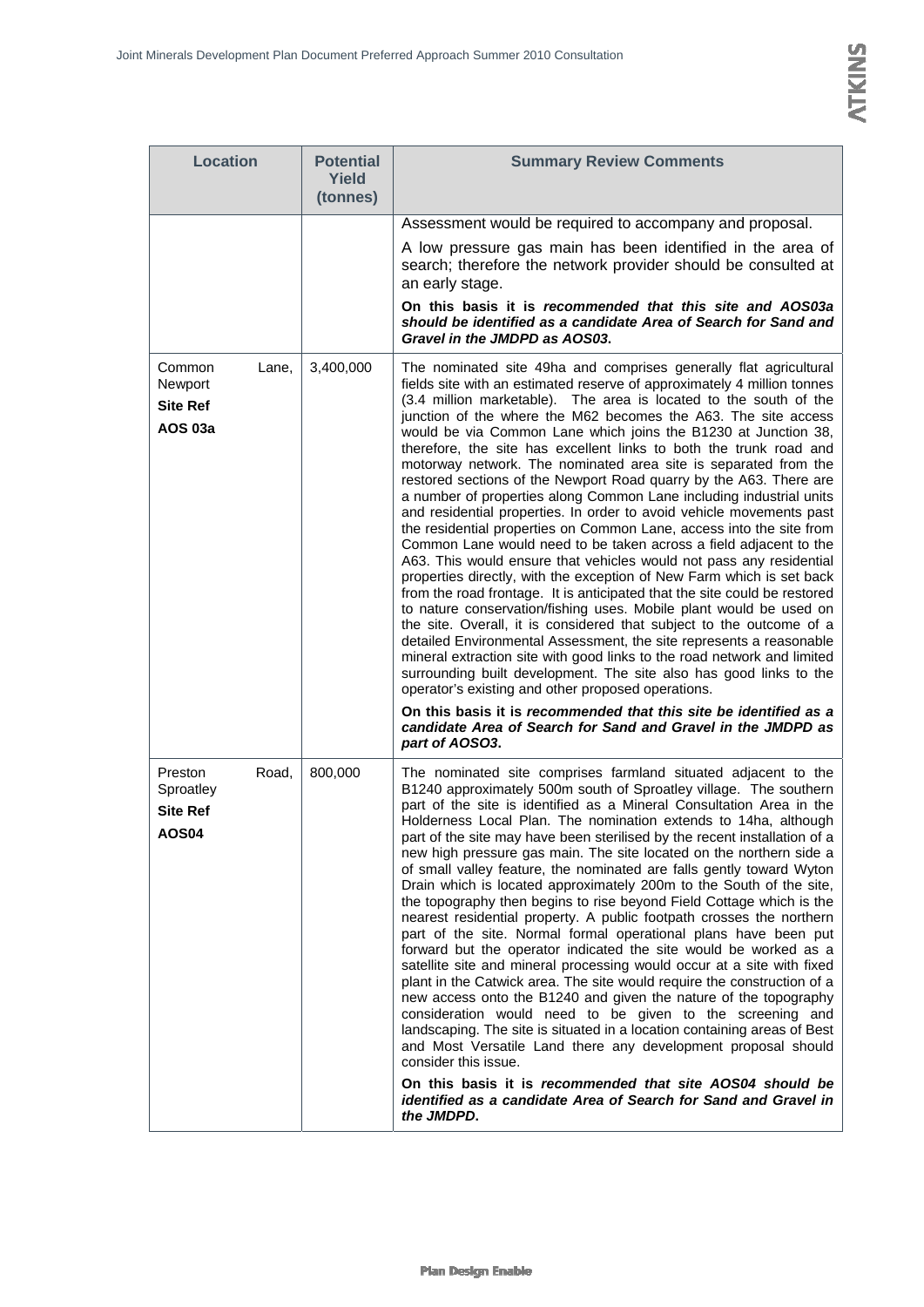| Location | Potential Yield (tonnes) | Summary Review Comments |
|---|---|---|
| | | Assessment would be required to accompany and proposal. A low pressure gas main has been identified in the area of search; therefore the network provider should be consulted at an early stage. **On this basis it is *recommended that this site and AOS03a should be identified as a candidate Area of Search for Sand and Gravel in the JMDPD as AOS03*.** |
| Common Lane, Newport **Site Ref AOS 03a** | 3,400,000 | The nominated site 49ha and comprises generally flat agricultural fields site with an estimated reserve of approximately 4 million tonnes (3.4 million marketable). The area is located to the south of the junction of the where the M62 becomes the A63. The site access would be via Common Lane which joins the B1230 at Junction 38, therefore, the site has excellent links to both the trunk road and motorway network. The nominated area site is separated from the restored sections of the Newport Road quarry by the A63. There are a number of properties along Common Lane including industrial units and residential properties. In order to avoid vehicle movements past the residential properties on Common Lane, access into the site from Common Lane would need to be taken across a field adjacent to the A63. This would ensure that vehicles would not pass any residential properties directly, with the exception of New Farm which is set back from the road frontage. It is anticipated that the site could be restored to nature conservation/fishing uses. Mobile plant would be used on the site. Overall, it is considered that subject to the outcome of a detailed Environmental Assessment, the site represents a reasonable mineral extraction site with good links to the road network and limited surrounding built development. The site also has good links to the operator's existing and other proposed operations. **On this basis it is *recommended that this site be identified as a candidate Area of Search for Sand and Gravel in the JMDPD as part of AOSO3*.** |
| Preston Road, Sproatley **Site Ref AOS04** | 800,000 | The nominated site comprises farmland situated adjacent to the B1240 approximately 500m south of Sproatley village. The southern part of the site is identified as a Mineral Consultation Area in the Holderness Local Plan. The nomination extends to 14ha, although part of the site may have been sterilised by the recent installation of a new high pressure gas main. The site located on the northern side a of small valley feature, the nominated are falls gently toward Wyton Drain which is located approximately 200m to the South of the site, the topography then begins to rise beyond Field Cottage which is the nearest residential property. A public footpath crosses the northern part of the site. Normal formal operational plans have been put forward but the operator indicated the site would be worked as a satellite site and mineral processing would occur at a site with fixed plant in the Catwick area. The site would require the construction of a new access onto the B1240 and given the nature of the topography consideration would need to be given to the screening and landscaping. The site is situated in a location containing areas of Best and Most Versatile Land there any development proposal should consider this issue. **On this basis it is *recommended that site AOS04 should be identified as a candidate Area of Search for Sand and Gravel in the JMDPD*.** |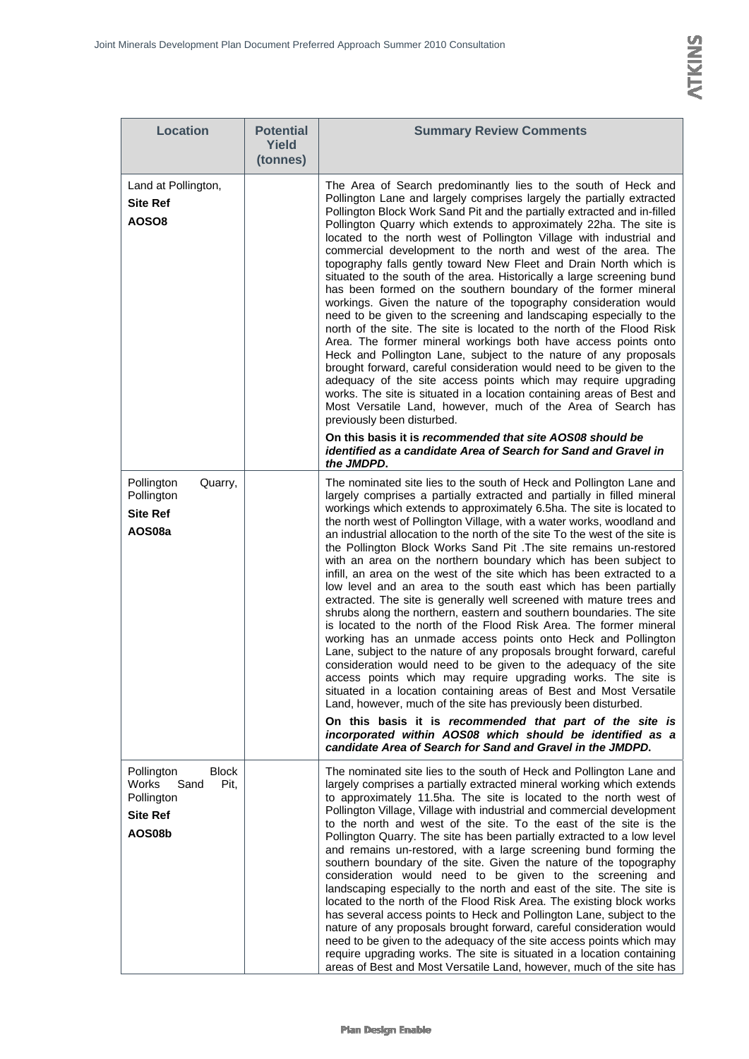| Location | Potential Yield (tonnes) | Summary Review Comments |
|---|---|---|
| Land at Pollington, **Site Ref** **AOSO8** | | The Area of Search predominantly lies to the south of Heck and Pollington Lane and largely comprises largely the partially extracted Pollington Block Work Sand Pit and the partially extracted and in-filled Pollington Quarry which extends to approximately 22ha. The site is located to the north west of Pollington Village with industrial and commercial development to the north and west of the area. The topography falls gently toward New Fleet and Drain North which is situated to the south of the area. Historically a large screening bund has been formed on the southern boundary of the former mineral workings. Given the nature of the topography consideration would need to be given to the screening and landscaping especially to the north of the site. The site is located to the north of the Flood Risk Area. The former mineral workings both have access points onto Heck and Pollington Lane, subject to the nature of any proposals brought forward, careful consideration would need to be given to the adequacy of the site access points which may require upgrading works. The site is situated in a location containing areas of Best and Most Versatile Land, however, much of the Area of Search has previously been disturbed. **On this basis it is *recommended that site AOS08 should be identified as a candidate Area of Search for Sand and Gravel in the JMDPD*.** |
| Pollington Quarry, Pollington **Site Ref** **AOS08a** | | The nominated site lies to the south of Heck and Pollington Lane and largely comprises a partially extracted and partially in filled mineral workings which extends to approximately 6.5ha. The site is located to the north west of Pollington Village, with a water works, woodland and an industrial allocation to the north of the site To the west of the site is the Pollington Block Works Sand Pit .The site remains un-restored with an area on the northern boundary which has been subject to infill, an area on the west of the site which has been extracted to a low level and an area to the south east which has been partially extracted. The site is generally well screened with mature trees and shrubs along the northern, eastern and southern boundaries. The site is located to the north of the Flood Risk Area. The former mineral working has an unmade access points onto Heck and Pollington Lane, subject to the nature of any proposals brought forward, careful consideration would need to be given to the adequacy of the site access points which may require upgrading works. The site is situated in a location containing areas of Best and Most Versatile Land, however, much of the site has previously been disturbed. **On this basis it is *recommended that part of the site is incorporated within AOS08 which should be identified as a candidate Area of Search for Sand and Gravel in the JMDPD*.** |
| Pollington Block Works Sand Pit, Pollington **Site Ref** **AOS08b** | | The nominated site lies to the south of Heck and Pollington Lane and largely comprises a partially extracted mineral working which extends to approximately 11.5ha. The site is located to the north west of Pollington Village, Village with industrial and commercial development to the north and west of the site. To the east of the site is the Pollington Quarry. The site has been partially extracted to a low level and remains un-restored, with a large screening bund forming the southern boundary of the site. Given the nature of the topography consideration would need to be given to the screening and landscaping especially to the north and east of the site. The site is located to the north of the Flood Risk Area. The existing block works has several access points to Heck and Pollington Lane, subject to the nature of any proposals brought forward, careful consideration would need to be given to the adequacy of the site access points which may require upgrading works. The site is situated in a location containing areas of Best and Most Versatile Land, however, much of the site has |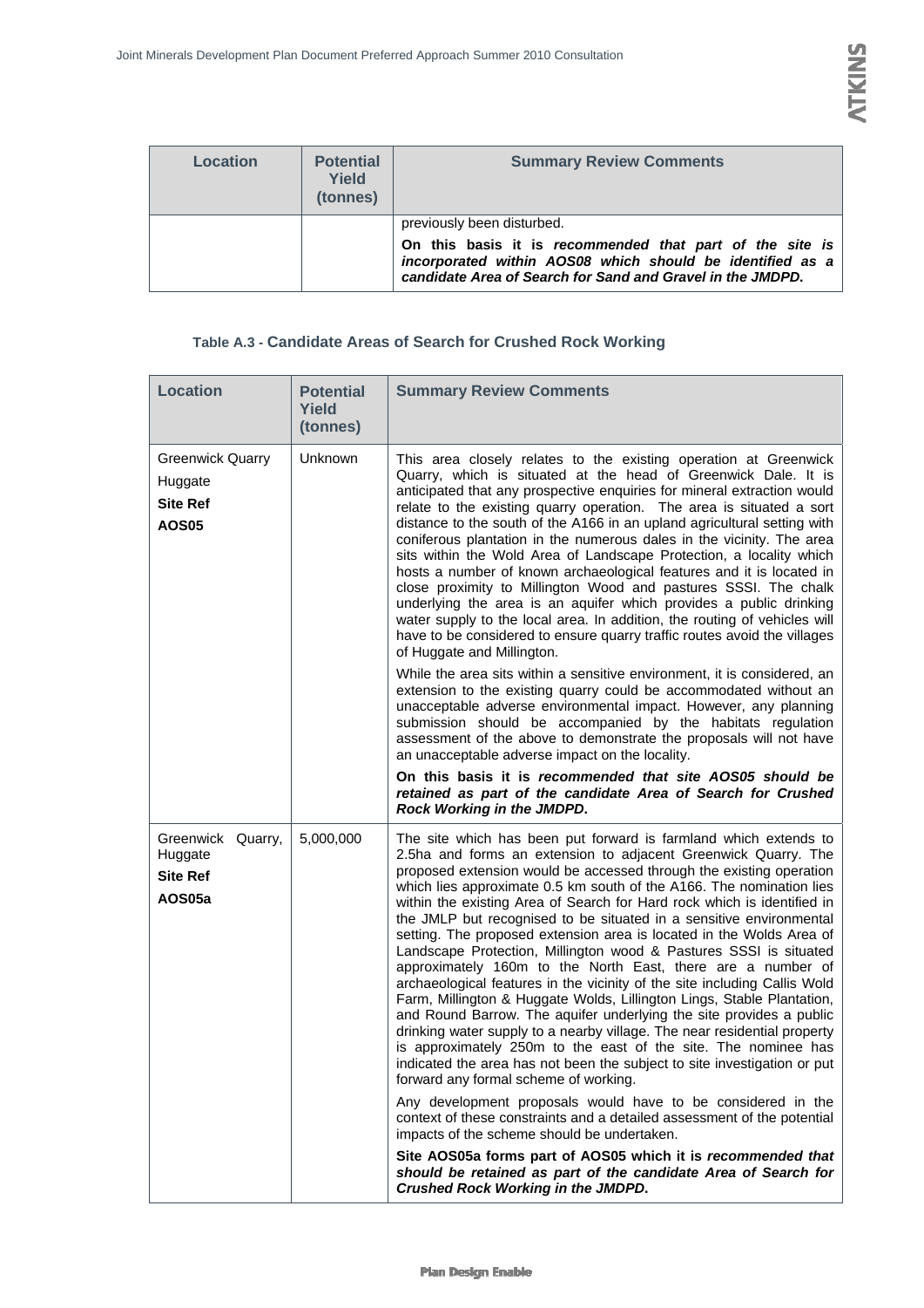| Location | Potential Yield (tonnes) | Summary Review Comments |
|---|---|---|
| | | previously been disturbed.<br><br>**On this basis it is *recommended that part of the site is incorporated within AOS08 which should be identified as a candidate Area of Search for Sand and Gravel in the JMDPD*.** |

**Table A.3 - Candidate Areas of Search for Crushed Rock Working**

| Location | Potential Yield (tonnes) | Summary Review Comments |
|---|---|---|
| Greenwick Quarry<br>Huggate<br>**Site Ref**<br>**AOS05** | Unknown | This area closely relates to the existing operation at Greenwick Quarry, which is situated at the head of Greenwick Dale. It is anticipated that any prospective enquiries for mineral extraction would relate to the existing quarry operation. The area is situated a sort distance to the south of the A166 in an upland agricultural setting with coniferous plantation in the numerous dales in the vicinity. The area sits within the Wold Area of Landscape Protection, a locality which hosts a number of known archaeological features and it is located in close proximity to Millington Wood and pastures SSSI. The chalk underlying the area is an aquifer which provides a public drinking water supply to the local area. In addition, the routing of vehicles will have to be considered to ensure quarry traffic routes avoid the villages of Huggate and Millington.<br><br>While the area sits within a sensitive environment, it is considered, an extension to the existing quarry could be accommodated without an unacceptable adverse environmental impact. However, any planning submission should be accompanied by the habitats regulation assessment of the above to demonstrate the proposals will not have an unacceptable adverse impact on the locality.<br><br>**On this basis it is *recommended that site AOS05 should be retained as part of the candidate Area of Search for Crushed Rock Working in the JMDPD*.** |
| Greenwick Quarry, Huggate<br>**Site Ref**<br>**AOS05a** | 5,000,000 | The site which has been put forward is farmland which extends to 2.5ha and forms an extension to adjacent Greenwick Quarry. The proposed extension would be accessed through the existing operation which lies approximate 0.5 km south of the A166. The nomination lies within the existing Area of Search for Hard rock which is identified in the JMLP but recognised to be situated in a sensitive environmental setting. The proposed extension area is located in the Wolds Area of Landscape Protection, Millington wood & Pastures SSSI is situated approximately 160m to the North East, there are a number of archaeological features in the vicinity of the site including Callis Wold Farm, Millington & Huggate Wolds, Lillington Lings, Stable Plantation, and Round Barrow. The aquifer underlying the site provides a public drinking water supply to a nearby village. The near residential property is approximately 250m to the east of the site. The nominee has indicated the area has not been the subject to site investigation or put forward any formal scheme of working.<br><br>Any development proposals would have to be considered in the context of these constraints and a detailed assessment of the potential impacts of the scheme should be undertaken.<br><br>**Site AOS05a forms part of AOS05 which it is *recommended that should be retained as part of the candidate Area of Search for Crushed Rock Working in the JMDPD*.** |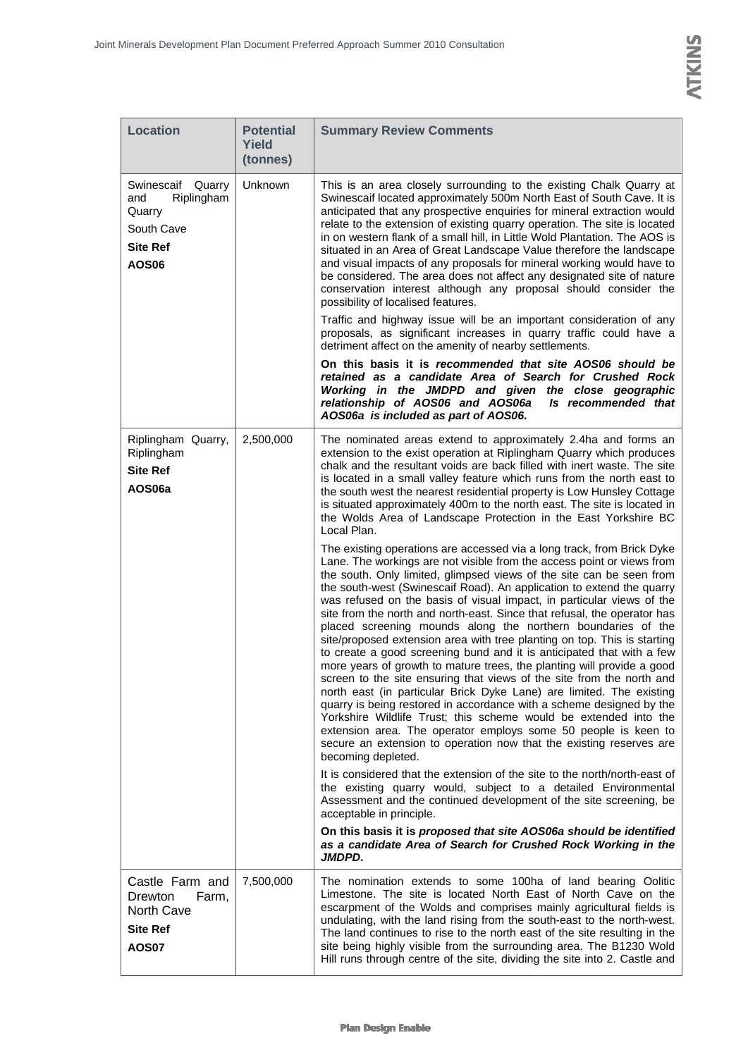| Location | Potential Yield (tonnes) | Summary Review Comments |
|---|---|---|
| Swinescaif Quarry and Riplingham Quarry<br>South Cave<br>**Site Ref**<br>**AOS06** | Unknown | This is an area closely surrounding to the existing Chalk Quarry at Swinescaif located approximately 500m North East of South Cave. It is anticipated that any prospective enquiries for mineral extraction would relate to the extension of existing quarry operation. The site is located in on western flank of a small hill, in Little Wold Plantation. The AOS is situated in an Area of Great Landscape Value therefore the landscape and visual impacts of any proposals for mineral working would have to be considered. The area does not affect any designated site of nature conservation interest although any proposal should consider the possibility of localised features.<br>Traffic and highway issue will be an important consideration of any proposals, as significant increases in quarry traffic could have a detriment affect on the amenity of nearby settlements.<br>**On this basis it is *recommended that site AOS06 should be retained as a candidate Area of Search for Crushed Rock Working in the JMDPD and given the close geographic relationship of AOS06 and AOS06a Is recommended that AOS06a is included as part of AOS06*.** |
| Riplingham Quarry, Riplingham<br>**Site Ref**<br>**AOS06a** | 2,500,000 | The nominated areas extend to approximately 2.4ha and forms an extension to the exist operation at Riplingham Quarry which produces chalk and the resultant voids are back filled with inert waste. The site is located in a small valley feature which runs from the north east to the south west the nearest residential property is Low Hunsley Cottage is situated approximately 400m to the north east. The site is located in the Wolds Area of Landscape Protection in the East Yorkshire BC Local Plan.<br>The existing operations are accessed via a long track, from Brick Dyke Lane. The workings are not visible from the access point or views from the south. Only limited, glimpsed views of the site can be seen from the south-west (Swinescaif Road). An application to extend the quarry was refused on the basis of visual impact, in particular views of the site from the north and north-east. Since that refusal, the operator has placed screening mounds along the northern boundaries of the site/proposed extension area with tree planting on top. This is starting to create a good screening bund and it is anticipated that with a few more years of growth to mature trees, the planting will provide a good screen to the site ensuring that views of the site from the north and north east (in particular Brick Dyke Lane) are limited. The existing quarry is being restored in accordance with a scheme designed by the Yorkshire Wildlife Trust; this scheme would be extended into the extension area. The operator employs some 50 people is keen to secure an extension to operation now that the existing reserves are becoming depleted.<br>It is considered that the extension of the site to the north/north-east of the existing quarry would, subject to a detailed Environmental Assessment and the continued development of the site screening, be acceptable in principle.<br>**On this basis it is *proposed that site AOS06a should be identified as a candidate Area of Search for Crushed Rock Working in the JMDPD*.** |
| Castle Farm and Drewton Farm, North Cave<br>**Site Ref**<br>**AOS07** | 7,500,000 | The nomination extends to some 100ha of land bearing Oolitic Limestone. The site is located North East of North Cave on the escarpment of the Wolds and comprises mainly agricultural fields is undulating, with the land rising from the south-east to the north-west. The land continues to rise to the north east of the site resulting in the site being highly visible from the surrounding area. The B1230 Wold Hill runs through centre of the site, dividing the site into 2. Castle and |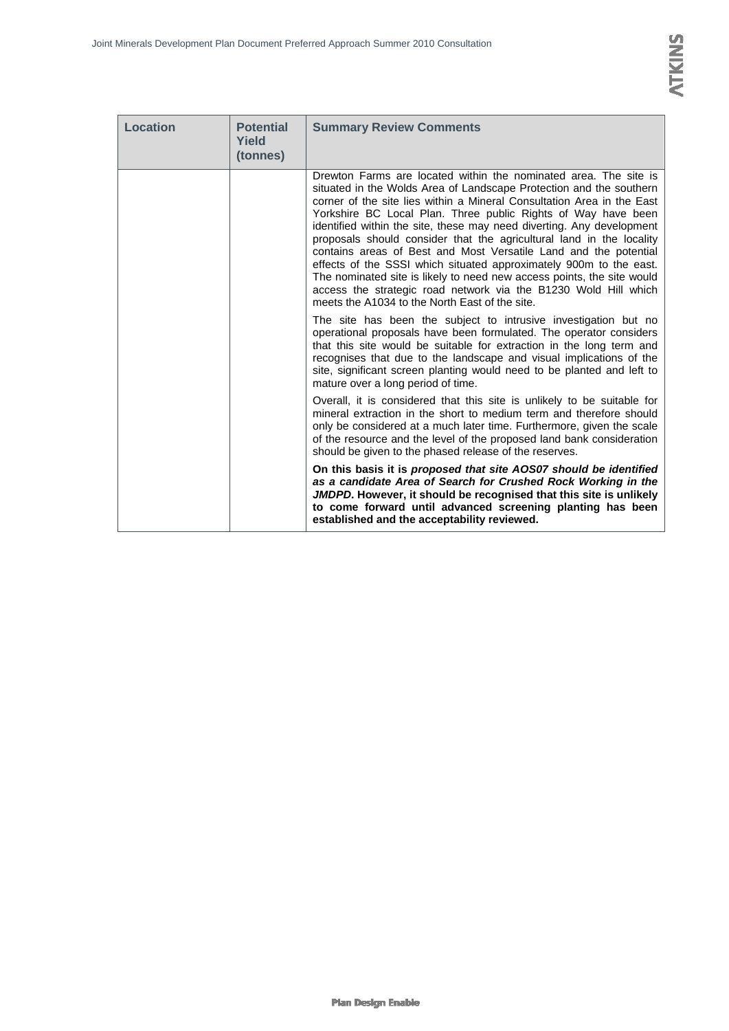| Location | Potential Yield (tonnes) | Summary Review Comments |
|---|---|---|
| | | Drewton Farms are located within the nominated area. The site is situated in the Wolds Area of Landscape Protection and the southern corner of the site lies within a Mineral Consultation Area in the East Yorkshire BC Local Plan. Three public Rights of Way have been identified within the site, these may need diverting. Any development proposals should consider that the agricultural land in the locality contains areas of Best and Most Versatile Land and the potential effects of the SSSI which situated approximately 900m to the east. The nominated site is likely to need new access points, the site would access the strategic road network via the B1230 Wold Hill which meets the A1034 to the North East of the site.<br><br>The site has been the subject to intrusive investigation but no operational proposals have been formulated. The operator considers that this site would be suitable for extraction in the long term and recognises that due to the landscape and visual implications of the site, significant screen planting would need to be planted and left to mature over a long period of time.<br><br>Overall, it is considered that this site is unlikely to be suitable for mineral extraction in the short to medium term and therefore should only be considered at a much later time. Furthermore, given the scale of the resource and the level of the proposed land bank consideration should be given to the phased release of the reserves.<br><br>**On this basis it is *proposed that site AOS07 should be identified as a candidate Area of Search for Crushed Rock Working in the JMDPD*. However, it should be recognised that this site is unlikely to come forward until advanced screening planting has been established and the acceptability reviewed.** |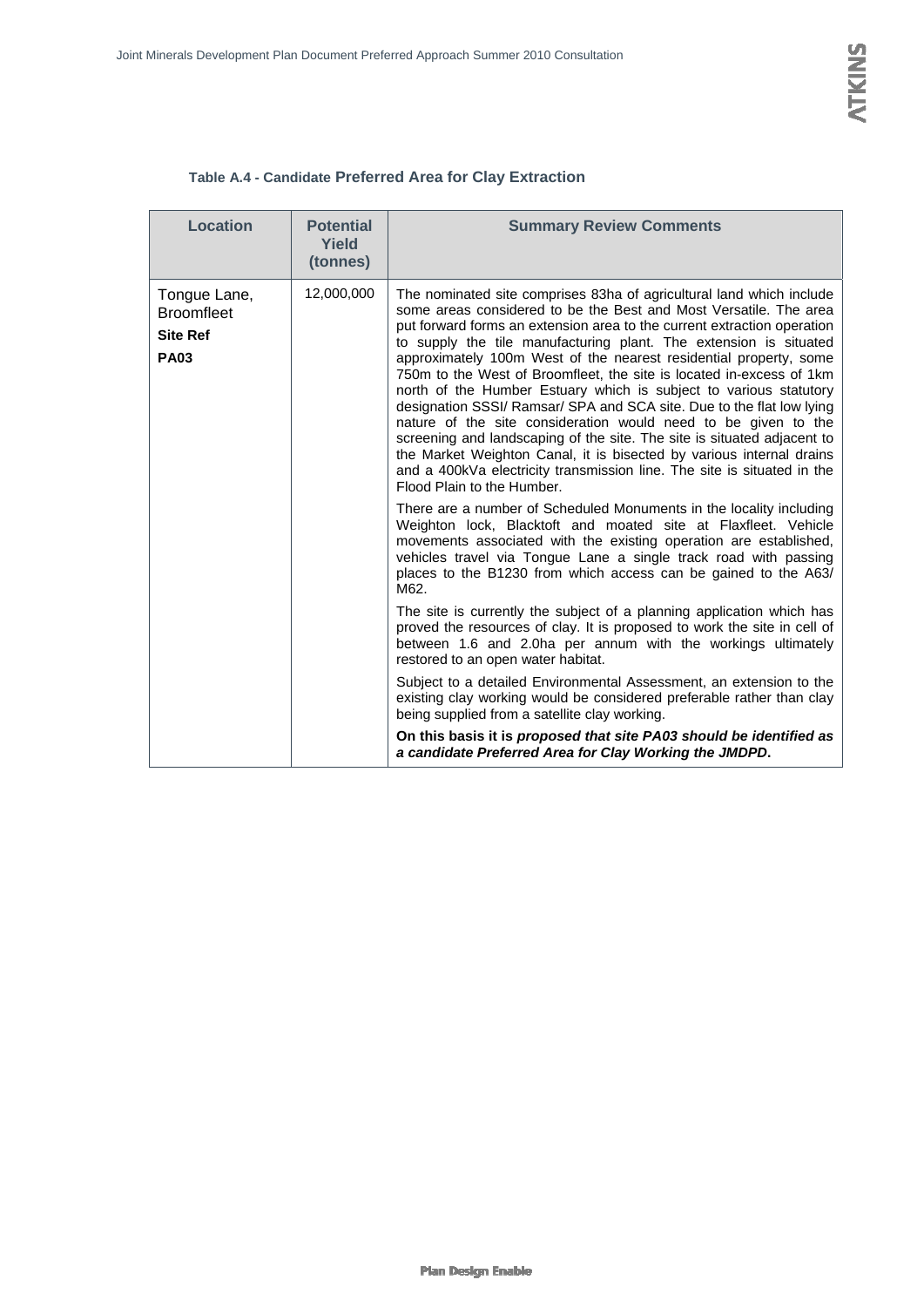### Table A.4 - Candidate Preferred Area for Clay Extraction

| Location | Potential Yield (tonnes) | Summary Review Comments |
|---|---|---|
| Tongue Lane, Broomfleet<br>**Site Ref**<br>**PA03** | 12,000,000 | The nominated site comprises 83ha of agricultural land which include some areas considered to be the Best and Most Versatile. The area put forward forms an extension area to the current extraction operation to supply the tile manufacturing plant. The extension is situated approximately 100m West of the nearest residential property, some 750m to the West of Broomfleet, the site is located in-excess of 1km north of the Humber Estuary which is subject to various statutory designation SSSI/ Ramsar/ SPA and SCA site. Due to the flat low lying nature of the site consideration would need to be given to the screening and landscaping of the site. The site is situated adjacent to the Market Weighton Canal, it is bisected by various internal drains and a 400kVa electricity transmission line. The site is situated in the Flood Plain to the Humber.<br><br>There are a number of Scheduled Monuments in the locality including Weighton lock, Blacktoft and moated site at Flaxfleet. Vehicle movements associated with the existing operation are established, vehicles travel via Tongue Lane a single track road with passing places to the B1230 from which access can be gained to the A63/ M62.<br><br>The site is currently the subject of a planning application which has proved the resources of clay. It is proposed to work the site in cell of between 1.6 and 2.0ha per annum with the workings ultimately restored to an open water habitat.<br><br>Subject to a detailed Environmental Assessment, an extension to the existing clay working would be considered preferable rather than clay being supplied from a satellite clay working.<br><br>**On this basis it is *proposed that site PA03 should be identified as a candidate Preferred Area for Clay Working the JMDPD*.** |